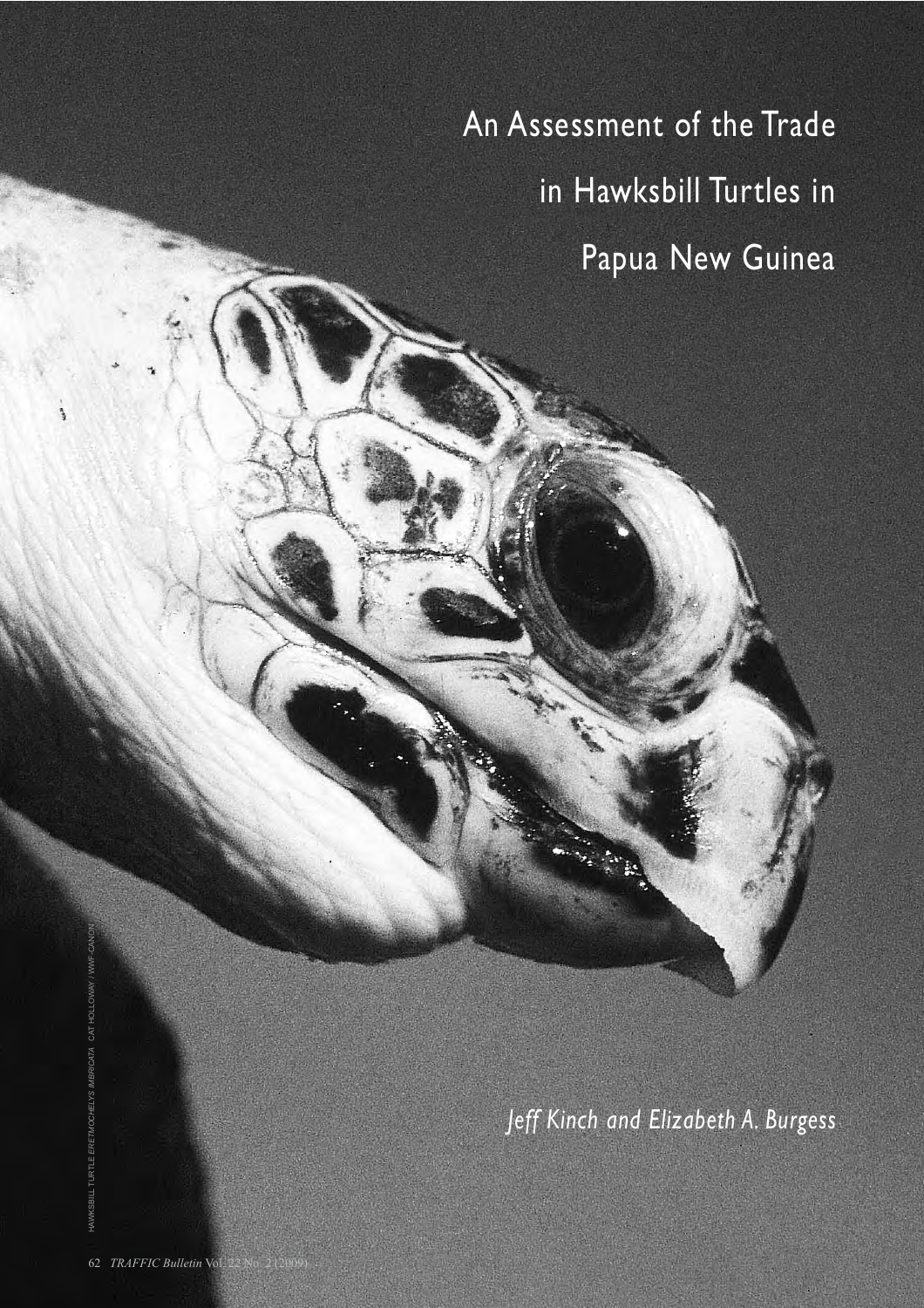# An Assessment of the Trade in Hawksbill Turtles in Papua New Guinea

*Jeff Kinch and Elizabeth A. Burgess*

HAWKSBILL TURTLE *ERETMOCHELYS IMBRICATA* CAT HOLLOWAY / WWF-CANON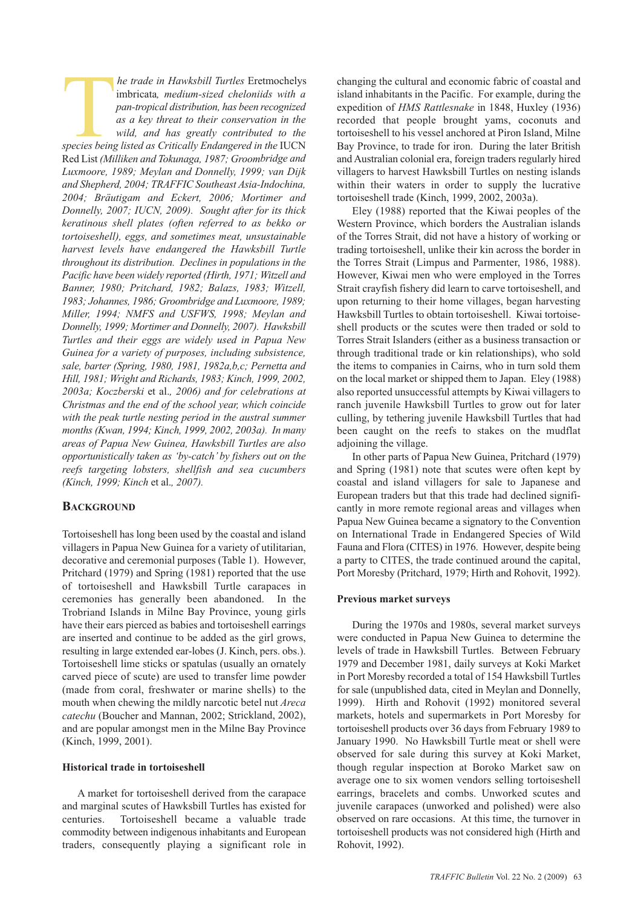*The trade in Hawksbill Turtles* Eretmochelys imbricata*, medium-sized cheloniids with a pan-tropical distribution, has been recognized as a key threat to their conservation in the wild, and has greatly contributed to the species being listed as Critically Endangered in the* IUCN Red List *(Milliken and Tokunaga, 1987; Groombridge and Luxmoore, 1989; Meylan and Donnelly, 1999; van Dijk and Shepherd, 2004; TRAFFIC Southeast Asia-Indochina, 2004; Bräutigam and Eckert, 2006; Mortimer and Donnelly, 2007; IUCN, 2009). Sought after for its thick keratinous shell plates (often referred to as bekko or tortoiseshell), eggs, and sometimes meat, unsustainable harvest levels have endangered the Hawksbill Turtle throughout its distribution. Declines in populations in the Pacific have been widely reported (Hirth, 1971; Witzell and Banner, 1980; Pritchard, 1982; Balazs, 1983; Witzell, 1983; Johannes, 1986; Groombridge and Luxmoore, 1989; Miller, 1994; NMFS and USFWS, 1998; Meylan and Donnelly, 1999; Mortimer and Donnelly, 2007). Hawksbill Turtles and their eggs are widely used in Papua New Guinea for a variety of purposes, including subsistence, sale, barter (Spring, 1980, 1981, 1982a,b,c; Pernetta and Hill, 1981; Wright and Richards, 1983; Kinch, 1999, 2002, 2003a; Koczberski* et al.*, 2006) and for celebrations at Christmas and the end of the school year, which coincide with the peak turtle nesting period in the austral summer months (Kwan, 1994; Kinch, 1999, 2002, 2003a). In many areas of Papua New Guinea, Hawksbill Turtles are also opportunistically taken as 'by-catch' by fishers out on the reefs targeting lobsters, shellfish and sea cucumbers (Kinch, 1999; Kinch* et al.*, 2007).*

## Background

Tortoiseshell has long been used by the coastal and island villagers in Papua New Guinea for a variety of utilitarian, decorative and ceremonial purposes (Table 1). However, Pritchard (1979) and Spring (1981) reported that the use of tortoiseshell and Hawksbill Turtle carapaces in ceremonies has generally been abandoned. In the Trobriand Islands in Milne Bay Province, young girls have their ears pierced as babies and tortoiseshell earrings are inserted and continue to be added as the girl grows, resulting in large extended ear-lobes (J. Kinch, pers. obs.). Tortoiseshell lime sticks or spatulas (usually an ornately carved piece of scute) are used to transfer lime powder (made from coral, freshwater or marine shells) to the mouth when chewing the mildly narcotic betel nut *Areca catechu* (Boucher and Mannan, 2002; Strickland, 2002), and are popular amongst men in the Milne Bay Province (Kinch, 1999, 2001).

### Historical trade in tortoiseshell

A market for tortoiseshell derived from the carapace and marginal scutes of Hawksbill Turtles has existed for centuries. Tortoiseshell became a valuable trade commodity between indigenous inhabitants and European traders, consequently playing a significant role in changing the cultural and economic fabric of coastal and island inhabitants in the Pacific. For example, during the expedition of *HMS Rattlesnake* in 1848, Huxley (1936) recorded that people brought yams, coconuts and tortoiseshell to his vessel anchored at Piron Island, Milne Bay Province, to trade for iron. During the later British and Australian colonial era, foreign traders regularly hired villagers to harvest Hawksbill Turtles on nesting islands within their waters in order to supply the lucrative tortoiseshell trade (Kinch, 1999, 2002, 2003a).

Eley (1988) reported that the Kiwai peoples of the Western Province, which borders the Australian islands of the Torres Strait, did not have a history of working or trading tortoiseshell, unlike their kin across the border in the Torres Strait (Limpus and Parmenter, 1986, 1988). However, Kiwai men who were employed in the Torres Strait crayfish fishery did learn to carve tortoiseshell, and upon returning to their home villages, began harvesting Hawksbill Turtles to obtain tortoiseshell. Kiwai tortoiseshell products or the scutes were then traded or sold to Torres Strait Islanders (either as a business transaction or through traditional trade or kin relationships), who sold the items to companies in Cairns, who in turn sold them on the local market or shipped them to Japan. Eley (1988) also reported unsuccessful attempts by Kiwai villagers to ranch juvenile Hawksbill Turtles to grow out for later culling, by tethering juvenile Hawksbill Turtles that had been caught on the reefs to stakes on the mudflat adjoining the village.

In other parts of Papua New Guinea, Pritchard (1979) and Spring (1981) note that scutes were often kept by coastal and island villagers for sale to Japanese and European traders but that this trade had declined significantly in more remote regional areas and villages when Papua New Guinea became a signatory to the Convention on International Trade in Endangered Species of Wild Fauna and Flora (CITES) in 1976. However, despite being a party to CITES, the trade continued around the capital, Port Moresby (Pritchard, 1979; Hirth and Rohovit, 1992).

### Previous market surveys

During the 1970s and 1980s, several market surveys were conducted in Papua New Guinea to determine the levels of trade in Hawksbill Turtles. Between February 1979 and December 1981, daily surveys at Koki Market in Port Moresby recorded a total of 154 Hawksbill Turtles for sale (unpublished data, cited in Meylan and Donnelly, 1999). Hirth and Rohovit (1992) monitored several markets, hotels and supermarkets in Port Moresby for tortoiseshell products over 36 days from February 1989 to January 1990. No Hawksbill Turtle meat or shell were observed for sale during this survey at Koki Market, though regular inspection at Boroko Market saw on average one to six women vendors selling tortoiseshell earrings, bracelets and combs. Unworked scutes and juvenile carapaces (unworked and polished) were also observed on rare occasions. At this time, the turnover in tortoiseshell products was not considered high (Hirth and Rohovit, 1992).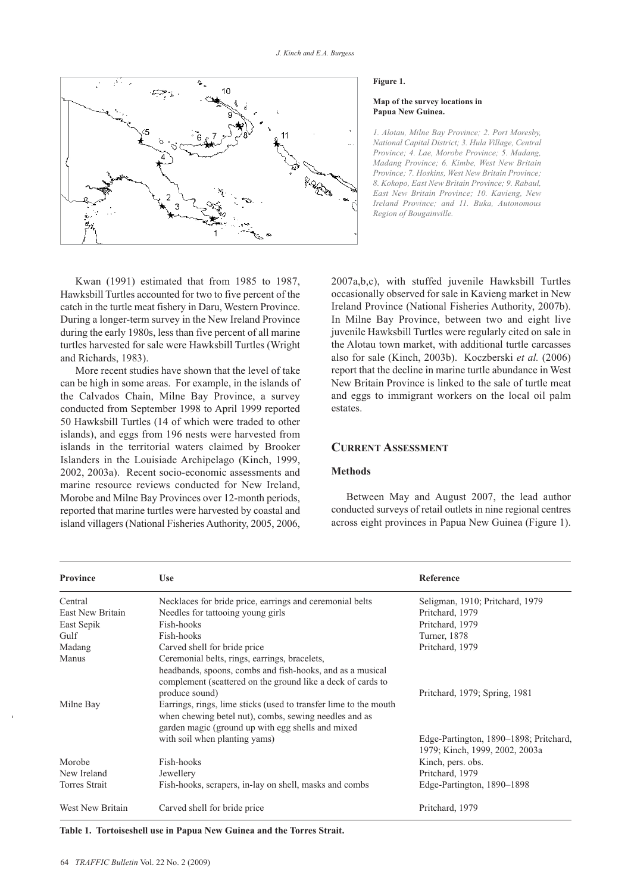**Figure 1.**

**Map of the survey locations in Papua New Guinea.**

*1. Alotau, Milne Bay Province; 2. Port Moresby, National Capital District; 3. Hula Village, Central Province; 4. Lae, Morobe Province; 5. Madang, Madang Province; 6. Kimbe, West New Britain Province; 7. Hoskins, West New Britain Province; 8. Kokopo, East New Britain Province; 9. Rabaul, East New Britain Province; 10. Kavieng, New Ireland Province; and 11. Buka, Autonomous Region of Bougainville.*

Kwan (1991) estimated that from 1985 to 1987, Hawksbill Turtles accounted for two to five percent of the catch in the turtle meat fishery in Daru, Western Province. During a longer-term survey in the New Ireland Province during the early 1980s, less than five percent of all marine turtles harvested for sale were Hawksbill Turtles (Wright and Richards, 1983).

More recent studies have shown that the level of take can be high in some areas. For example, in the islands of the Calvados Chain, Milne Bay Province, a survey conducted from September 1998 to April 1999 reported 50 Hawksbill Turtles (14 of which were traded to other islands), and eggs from 196 nests were harvested from islands in the territorial waters claimed by Brooker Islanders in the Louisiade Archipelago (Kinch, 1999, 2002, 2003a). Recent socio-economic assessments and marine resource reviews conducted for New Ireland, Morobe and Milne Bay Provinces over 12-month periods, reported that marine turtles were harvested by coastal and island villagers (National Fisheries Authority, 2005, 2006, 2007a,b,c), with stuffed juvenile Hawksbill Turtles occasionally observed for sale in Kavieng market in New Ireland Province (National Fisheries Authority, 2007b). In Milne Bay Province, between two and eight live juvenile Hawksbill Turtles were regularly cited on sale in the Alotau town market, with additional turtle carcasses also for sale (Kinch, 2003b). Koczberski *et al.* (2006) report that the decline in marine turtle abundance in West New Britain Province is linked to the sale of turtle meat and eggs to immigrant workers on the local oil palm estates.

## CURRENT ASSESSMENT

### Methods

Between May and August 2007, the lead author conducted surveys of retail outlets in nine regional centres across eight provinces in Papua New Guinea (Figure 1).

| Province | Use | Reference |
|---|---|---|
| Central | Necklaces for bride price, earrings and ceremonial belts | Seligman, 1910; Pritchard, 1979 |
| East New Britain | Needles for tattooing young girls | Pritchard, 1979 |
| East Sepik | Fish-hooks | Pritchard, 1979 |
| Gulf | Fish-hooks | Turner, 1878 |
| Madang | Carved shell for bride price | Pritchard, 1979 |
| Manus | Ceremonial belts, rings, earrings, bracelets, headbands, spoons, combs and fish-hooks, and as a musical complement (scattered on the ground like a deck of cards to produce sound) | Pritchard, 1979; Spring, 1981 |
| Milne Bay | Earrings, rings, lime sticks (used to transfer lime to the mouth when chewing betel nut), combs, sewing needles and as garden magic (ground up with egg shells and mixed with soil when planting yams) | Edge-Partington, 1890–1898; Pritchard, 1979; Kinch, 1999, 2002, 2003a |
| Morobe | Fish-hooks | Kinch, pers. obs. |
| New Ireland | Jewellery | Pritchard, 1979 |
| Torres Strait | Fish-hooks, scrapers, in-lay on shell, masks and combs | Edge-Partington, 1890–1898 |
| West New Britain | Carved shell for bride price | Pritchard, 1979 |

**Table 1. Tortoiseshell use in Papua New Guinea and the Torres Strait.**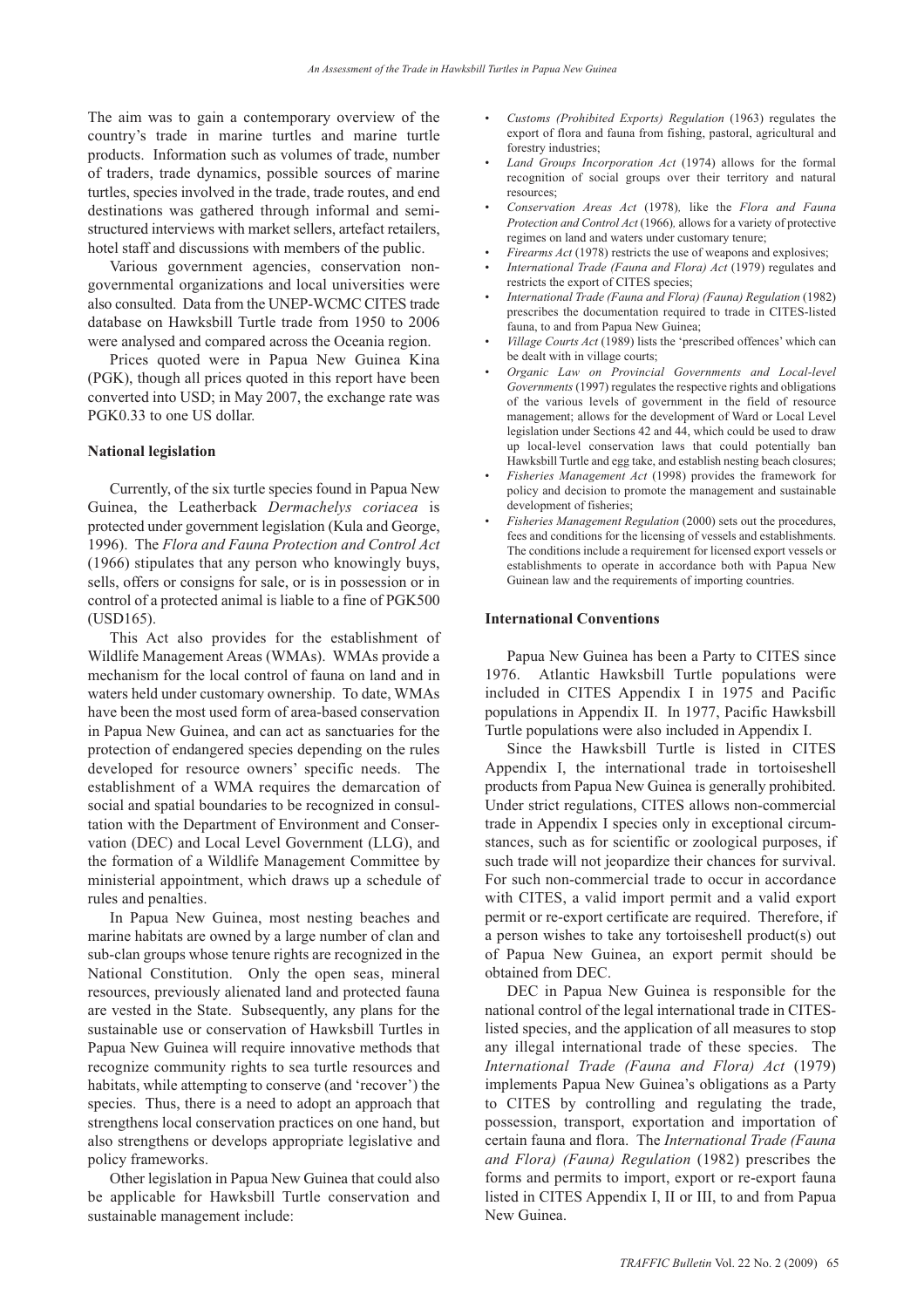The aim was to gain a contemporary overview of the country's trade in marine turtles and marine turtle products. Information such as volumes of trade, number of traders, trade dynamics, possible sources of marine turtles, species involved in the trade, trade routes, and end destinations was gathered through informal and semi-structured interviews with market sellers, artefact retailers, hotel staff and discussions with members of the public.

Various government agencies, conservation non-governmental organizations and local universities were also consulted. Data from the UNEP-WCMC CITES trade database on Hawksbill Turtle trade from 1950 to 2006 were analysed and compared across the Oceania region.

Prices quoted were in Papua New Guinea Kina (PGK), though all prices quoted in this report have been converted into USD; in May 2007, the exchange rate was PGK0.33 to one US dollar.

**National legislation**

Currently, of the six turtle species found in Papua New Guinea, the Leatherback *Dermachelys coriacea* is protected under government legislation (Kula and George, 1996). The *Flora and Fauna Protection and Control Act* (1966) stipulates that any person who knowingly buys, sells, offers or consigns for sale, or is in possession or in control of a protected animal is liable to a fine of PGK500 (USD165).

This Act also provides for the establishment of Wildlife Management Areas (WMAs). WMAs provide a mechanism for the local control of fauna on land and in waters held under customary ownership. To date, WMAs have been the most used form of area-based conservation in Papua New Guinea, and can act as sanctuaries for the protection of endangered species depending on the rules developed for resource owners' specific needs. The establishment of a WMA requires the demarcation of social and spatial boundaries to be recognized in consultation with the Department of Environment and Conservation (DEC) and Local Level Government (LLG), and the formation of a Wildlife Management Committee by ministerial appointment, which draws up a schedule of rules and penalties.

In Papua New Guinea, most nesting beaches and marine habitats are owned by a large number of clan and sub-clan groups whose tenure rights are recognized in the National Constitution. Only the open seas, mineral resources, previously alienated land and protected fauna are vested in the State. Subsequently, any plans for the sustainable use or conservation of Hawksbill Turtles in Papua New Guinea will require innovative methods that recognize community rights to sea turtle resources and habitats, while attempting to conserve (and 'recover') the species. Thus, there is a need to adopt an approach that strengthens local conservation practices on one hand, but also strengthens or develops appropriate legislative and policy frameworks.

Other legislation in Papua New Guinea that could also be applicable for Hawksbill Turtle conservation and sustainable management include:

- *Customs (Prohibited Exports) Regulation* (1963) regulates the export of flora and fauna from fishing, pastoral, agricultural and forestry industries;
- *Land Groups Incorporation Act* (1974) allows for the formal recognition of social groups over their territory and natural resources;
- *Conservation Areas Act* (1978), like the *Flora and Fauna Protection and Control Act* (1966), allows for a variety of protective regimes on land and waters under customary tenure;
- *Firearms Act* (1978) restricts the use of weapons and explosives;
- *International Trade (Fauna and Flora) Act* (1979) regulates and restricts the export of CITES species;
- *International Trade (Fauna and Flora) (Fauna) Regulation* (1982) prescribes the documentation required to trade in CITES-listed fauna, to and from Papua New Guinea;
- *Village Courts Act* (1989) lists the 'prescribed offences' which can be dealt with in village courts;
- *Organic Law on Provincial Governments and Local-level Governments* (1997) regulates the respective rights and obligations of the various levels of government in the field of resource management; allows for the development of Ward or Local Level legislation under Sections 42 and 44, which could be used to draw up local-level conservation laws that could potentially ban Hawksbill Turtle and egg take, and establish nesting beach closures;
- *Fisheries Management Act* (1998) provides the framework for policy and decision to promote the management and sustainable development of fisheries;
- *Fisheries Management Regulation* (2000) sets out the procedures, fees and conditions for the licensing of vessels and establishments. The conditions include a requirement for licensed export vessels or establishments to operate in accordance both with Papua New Guinean law and the requirements of importing countries.

**International Conventions**

Papua New Guinea has been a Party to CITES since 1976. Atlantic Hawksbill Turtle populations were included in CITES Appendix I in 1975 and Pacific populations in Appendix II. In 1977, Pacific Hawksbill Turtle populations were also included in Appendix I.

Since the Hawksbill Turtle is listed in CITES Appendix I, the international trade in tortoiseshell products from Papua New Guinea is generally prohibited. Under strict regulations, CITES allows non-commercial trade in Appendix I species only in exceptional circumstances, such as for scientific or zoological purposes, if such trade will not jeopardize their chances for survival. For such non-commercial trade to occur in accordance with CITES, a valid import permit and a valid export permit or re-export certificate are required. Therefore, if a person wishes to take any tortoiseshell product(s) out of Papua New Guinea, an export permit should be obtained from DEC.

DEC in Papua New Guinea is responsible for the national control of the legal international trade in CITES-listed species, and the application of all measures to stop any illegal international trade of these species. The *International Trade (Fauna and Flora) Act* (1979) implements Papua New Guinea's obligations as a Party to CITES by controlling and regulating the trade, possession, transport, exportation and importation of certain fauna and flora. The *International Trade (Fauna and Flora) (Fauna) Regulation* (1982) prescribes the forms and permits to import, export or re-export fauna listed in CITES Appendix I, II or III, to and from Papua New Guinea.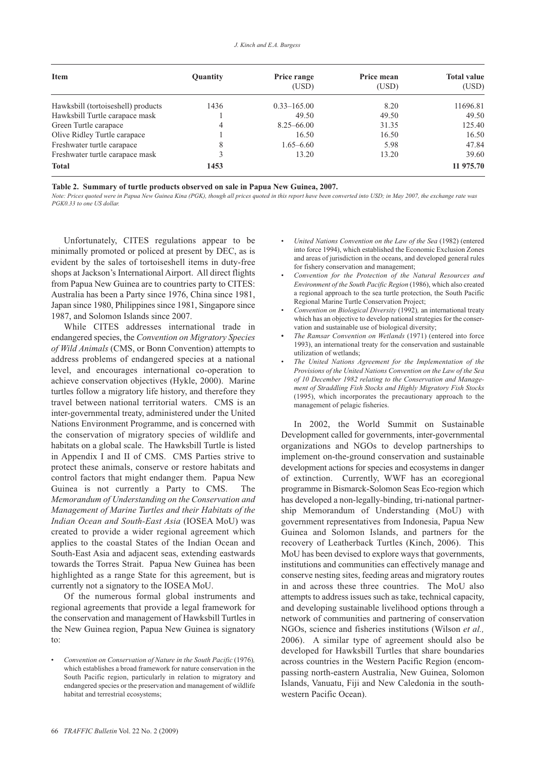| Item | Quantity | Price range (USD) | Price mean (USD) | Total value (USD) |
|---|---|---|---|---|
| Hawksbill (tortoiseshell) products | 1436 | 0.33–165.00 | 8.20 | 11696.81 |
| Hawksbill Turtle carapace mask | 1 | 49.50 | 49.50 | 49.50 |
| Green Turtle carapace | 4 | 8.25–66.00 | 31.35 | 125.40 |
| Olive Ridley Turtle carapace | 1 | 16.50 | 16.50 | 16.50 |
| Freshwater turtle carapace | 8 | 1.65–6.60 | 5.98 | 47.84 |
| Freshwater turtle carapace mask | 3 | 13.20 | 13.20 | 39.60 |
| **Total** | **1453** | | | **11 975.70** |

**Table 2. Summary of turtle products observed on sale in Papua New Guinea, 2007.**

*Note: Prices quoted were in Papua New Guinea Kina (PGK), though all prices quoted in this report have been converted into USD; in May 2007, the exchange rate was PGK0.33 to one US dollar.*

Unfortunately, CITES regulations appear to be minimally promoted or policed at present by DEC, as is evident by the sales of tortoiseshell items in duty-free shops at Jackson's International Airport. All direct flights from Papua New Guinea are to countries party to CITES: Australia has been a Party since 1976, China since 1981, Japan since 1980, Philippines since 1981, Singapore since 1987, and Solomon Islands since 2007.

While CITES addresses international trade in endangered species, the *Convention on Migratory Species of Wild Animals* (CMS, or Bonn Convention) attempts to address problems of endangered species at a national level, and encourages international co-operation to achieve conservation objectives (Hykle, 2000). Marine turtles follow a migratory life history, and therefore they travel between national territorial waters. CMS is an inter-governmental treaty, administered under the United Nations Environment Programme, and is concerned with the conservation of migratory species of wildlife and habitats on a global scale. The Hawksbill Turtle is listed in Appendix I and II of CMS. CMS Parties strive to protect these animals, conserve or restore habitats and control factors that might endanger them. Papua New Guinea is not currently a Party to CMS. The *Memorandum of Understanding on the Conservation and Management of Marine Turtles and their Habitats of the Indian Ocean and South-East Asia* (IOSEA MoU) was created to provide a wider regional agreement which applies to the coastal States of the Indian Ocean and South-East Asia and adjacent seas, extending eastwards towards the Torres Strait. Papua New Guinea has been highlighted as a range State for this agreement, but is currently not a signatory to the IOSEA MoU.

Of the numerous formal global instruments and regional agreements that provide a legal framework for the conservation and management of Hawksbill Turtles in the New Guinea region, Papua New Guinea is signatory to:

- *Convention on Conservation of Nature in the South Pacific* (1976), which establishes a broad framework for nature conservation in the South Pacific region, particularly in relation to migratory and endangered species or the preservation and management of wildlife habitat and terrestrial ecosystems;
- *United Nations Convention on the Law of the Sea* (1982) (entered into force 1994), which established the Economic Exclusion Zones and areas of jurisdiction in the oceans, and developed general rules for fishery conservation and management;
- *Convention for the Protection of the Natural Resources and Environment of the South Pacific Region* (1986), which also created a regional approach to the sea turtle protection, the South Pacific Regional Marine Turtle Conservation Project;
- *Convention on Biological Diversity* (1992), an international treaty which has an objective to develop national strategies for the conservation and sustainable use of biological diversity;
- *The Ramsar Convention on Wetlands* (1971) (entered into force 1993), an international treaty for the conservation and sustainable utilization of wetlands;
- *The United Nations Agreement for the Implementation of the Provisions of the United Nations Convention on the Law of the Sea of 10 December 1982 relating to the Conservation and Management of Straddling Fish Stocks and Highly Migratory Fish Stocks* (1995), which incorporates the precautionary approach to the management of pelagic fisheries.

In 2002, the World Summit on Sustainable Development called for governments, inter-governmental organizations and NGOs to develop partnerships to implement on-the-ground conservation and sustainable development actions for species and ecosystems in danger of extinction. Currently, WWF has an ecoregional programme in Bismarck-Solomon Seas Eco-region which has developed a non-legally-binding, tri-national partnership Memorandum of Understanding (MoU) with government representatives from Indonesia, Papua New Guinea and Solomon Islands, and partners for the recovery of Leatherback Turtles (Kinch, 2006). This MoU has been devised to explore ways that governments, institutions and communities can effectively manage and conserve nesting sites, feeding areas and migratory routes in and across these three countries. The MoU also attempts to address issues such as take, technical capacity, and developing sustainable livelihood options through a network of communities and partnering of conservation NGOs, science and fisheries institutions (Wilson *et al.,* 2006). A similar type of agreement should also be developed for Hawksbill Turtles that share boundaries across countries in the Western Pacific Region (encompassing north-eastern Australia, New Guinea, Solomon Islands, Vanuatu, Fiji and New Caledonia in the south-western Pacific Ocean).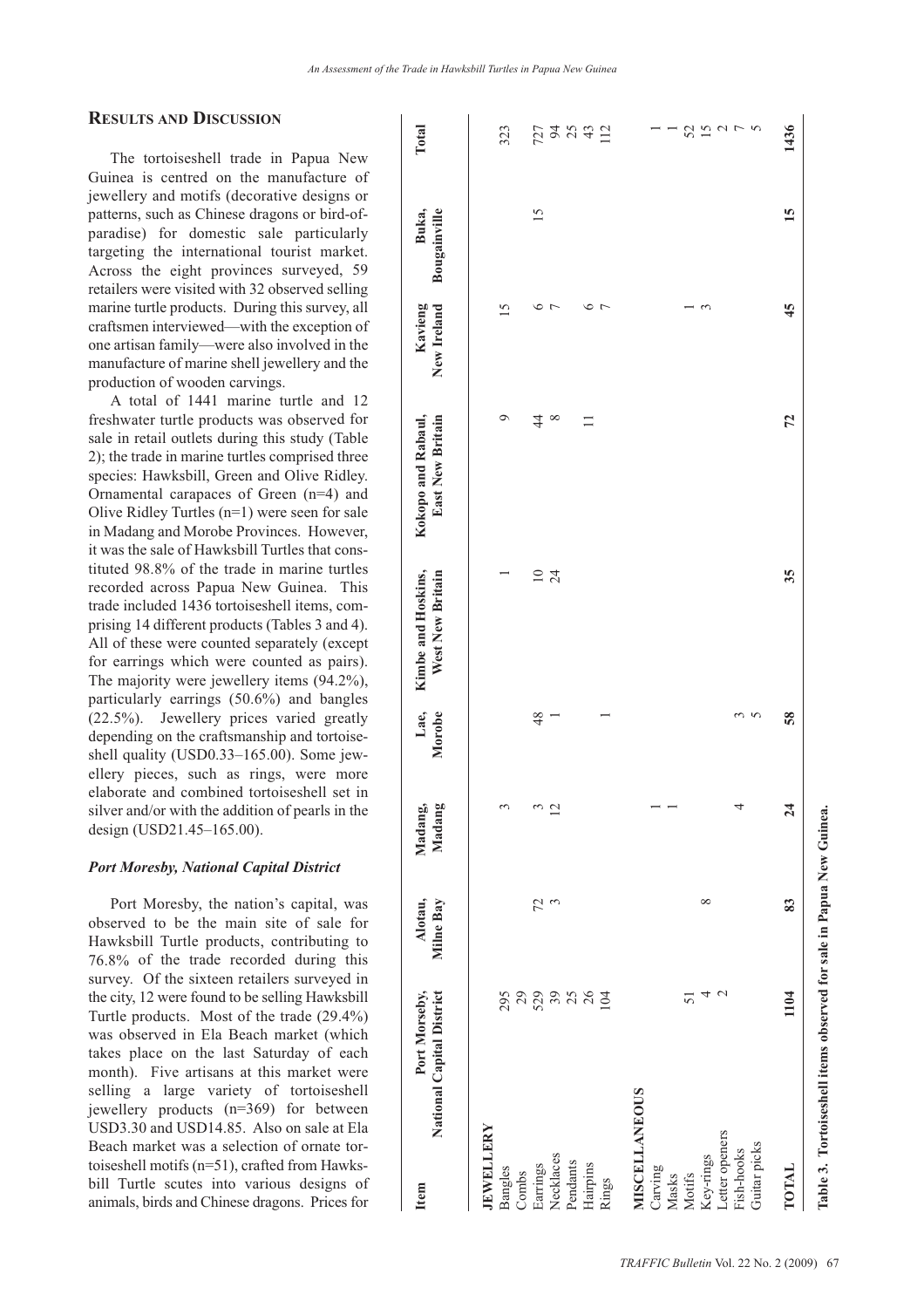## RESULTS AND DISCUSSION

The tortoiseshell trade in Papua New Guinea is centred on the manufacture of jewellery and motifs (decorative designs or patterns, such as Chinese dragons or bird-of-paradise) for domestic sale particularly targeting the international tourist market. Across the eight provinces surveyed, 59 retailers were visited with 32 observed selling marine turtle products. During this survey, all craftsmen interviewed—with the exception of one artisan family—were also involved in the manufacture of marine shell jewellery and the production of wooden carvings.

A total of 1441 marine turtle and 12 freshwater turtle products was observed for sale in retail outlets during this study (Table 2); the trade in marine turtles comprised three species: Hawksbill, Green and Olive Ridley. Ornamental carapaces of Green (n=4) and Olive Ridley Turtles (n=1) were seen for sale in Madang and Morobe Provinces. However, it was the sale of Hawksbill Turtles that constituted 98.8% of the trade in marine turtles recorded across Papua New Guinea. This trade included 1436 tortoiseshell items, comprising 14 different products (Tables 3 and 4). All of these were counted separately (except for earrings which were counted as pairs). The majority were jewellery items (94.2%), particularly earrings (50.6%) and bangles (22.5%). Jewellery prices varied greatly depending on the craftsmanship and tortoiseshell quality (USD0.33–165.00). Some jewellery pieces, such as rings, were more elaborate and combined tortoiseshell set in silver and/or with the addition of pearls in the design (USD21.45–165.00).

### *Port Moresby, National Capital District*

Port Moresby, the nation's capital, was observed to be the main site of sale for Hawksbill Turtle products, contributing to 76.8% of the trade recorded during this survey. Of the sixteen retailers surveyed in the city, 12 were found to be selling Hawksbill Turtle products. Most of the trade (29.4%) was observed in Ela Beach market (which takes place on the last Saturday of each month). Five artisans at this market were selling a large variety of tortoiseshell jewellery products (n=369) for between USD3.30 and USD14.85. Also on sale at Ela Beach market was a selection of ornate tortoiseshell motifs (n=51), crafted from Hawksbill Turtle scutes into various designs of animals, birds and Chinese dragons. Prices for

| Item | Port Moresby, National Capital District | Alotau, Milne Bay | Madang, Madang | Lae, Morobe | Kimbe and Hoskins, West New Britain | Kokopo and Rabaul, East New Britain | Kavieng New Ireland | Buka, Bougainville | Total |
|---|---|---|---|---|---|---|---|---|---|
| **JEWELLERY** | | | | | | | | | |
| Bangles | 295 | | 3 | | 1 | 9 | 15 | | 323 |
| Combs | 29 | | | | | | | | |
| Earrings | 529 | 72 | 3 | 48 | 10 | 44 | 6 | 15 | 727 |
| Necklaces | 39 | 3 | 12 | 1 | 24 | 8 | 7 | | 94 |
| Pendants | 25 | | | | | | | | 25 |
| Hairpins | 26 | | | | | 11 | 6 | | 43 |
| Rings | 104 | | | 1 | | | 7 | | 112 |
| **MISCELLANEOUS** | | | | | | | | | |
| Carving | | | 1 | | | | | | 1 |
| Masks | | | 1 | | | | | | 1 |
| Motifs | 51 | | | | | | 1 | | 52 |
| Key-rings | 4 | 8 | | | | | 3 | | 15 |
| Letter openers | 2 | | | | | | | | 2 |
| Fish-hooks | | | 4 | 3 | | | | | 7 |
| Guitar picks | | | | 5 | | | | | 5 |
| **TOTAL** | **1104** | **83** | **24** | **58** | **35** | **72** | **45** | **15** | **1436** |

**Table 3. Tortoiseshell items observed for sale in Papua New Guinea.**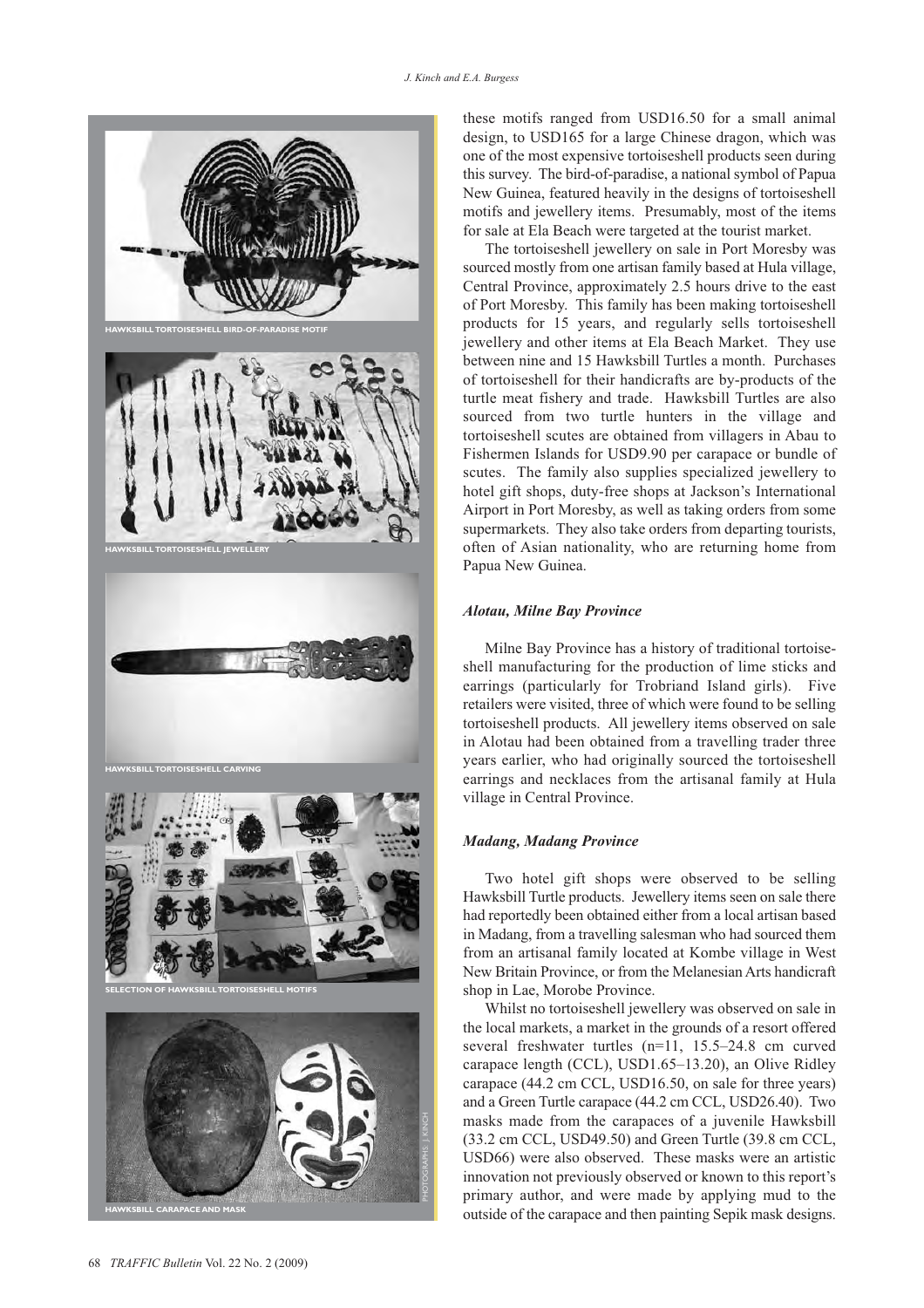HAWKSBILL TORTOISESHELL BIRD-OF-PARADISE MOTIF

HAWKSBILL TORTOISESHELL JEWELLERY

HAWKSBILL TORTOISESHELL CARVING

SELECTION OF HAWKSBILL TORTOISESHELL MOTIFS

HAWKSBILL CARAPACE AND MASK

PHOTOGRAPHS: J. KINCH

these motifs ranged from USD16.50 for a small animal design, to USD165 for a large Chinese dragon, which was one of the most expensive tortoiseshell products seen during this survey. The bird-of-paradise, a national symbol of Papua New Guinea, featured heavily in the designs of tortoiseshell motifs and jewellery items. Presumably, most of the items for sale at Ela Beach were targeted at the tourist market.

The tortoiseshell jewellery on sale in Port Moresby was sourced mostly from one artisan family based at Hula village, Central Province, approximately 2.5 hours drive to the east of Port Moresby. This family has been making tortoiseshell products for 15 years, and regularly sells tortoiseshell jewellery and other items at Ela Beach Market. They use between nine and 15 Hawksbill Turtles a month. Purchases of tortoiseshell for their handicrafts are by-products of the turtle meat fishery and trade. Hawksbill Turtles are also sourced from two turtle hunters in the village and tortoiseshell scutes are obtained from villagers in Abau to Fishermen Islands for USD9.90 per carapace or bundle of scutes. The family also supplies specialized jewellery to hotel gift shops, duty-free shops at Jackson's International Airport in Port Moresby, as well as taking orders from some supermarkets. They also take orders from departing tourists, often of Asian nationality, who are returning home from Papua New Guinea.

### *Alotau, Milne Bay Province*

Milne Bay Province has a history of traditional tortoiseshell manufacturing for the production of lime sticks and earrings (particularly for Trobriand Island girls). Five retailers were visited, three of which were found to be selling tortoiseshell products. All jewellery items observed on sale in Alotau had been obtained from a travelling trader three years earlier, who had originally sourced the tortoiseshell earrings and necklaces from the artisanal family at Hula village in Central Province.

### *Madang, Madang Province*

Two hotel gift shops were observed to be selling Hawksbill Turtle products. Jewellery items seen on sale there had reportedly been obtained either from a local artisan based in Madang, from a travelling salesman who had sourced them from an artisanal family located at Kombe village in West New Britain Province, or from the Melanesian Arts handicraft shop in Lae, Morobe Province.

Whilst no tortoiseshell jewellery was observed on sale in the local markets, a market in the grounds of a resort offered several freshwater turtles (n=11, 15.5–24.8 cm curved carapace length (CCL), USD1.65–13.20), an Olive Ridley carapace (44.2 cm CCL, USD16.50, on sale for three years) and a Green Turtle carapace (44.2 cm CCL, USD26.40). Two masks made from the carapaces of a juvenile Hawksbill (33.2 cm CCL, USD49.50) and Green Turtle (39.8 cm CCL, USD66) were also observed. These masks were an artistic innovation not previously observed or known to this report's primary author, and were made by applying mud to the outside of the carapace and then painting Sepik mask designs.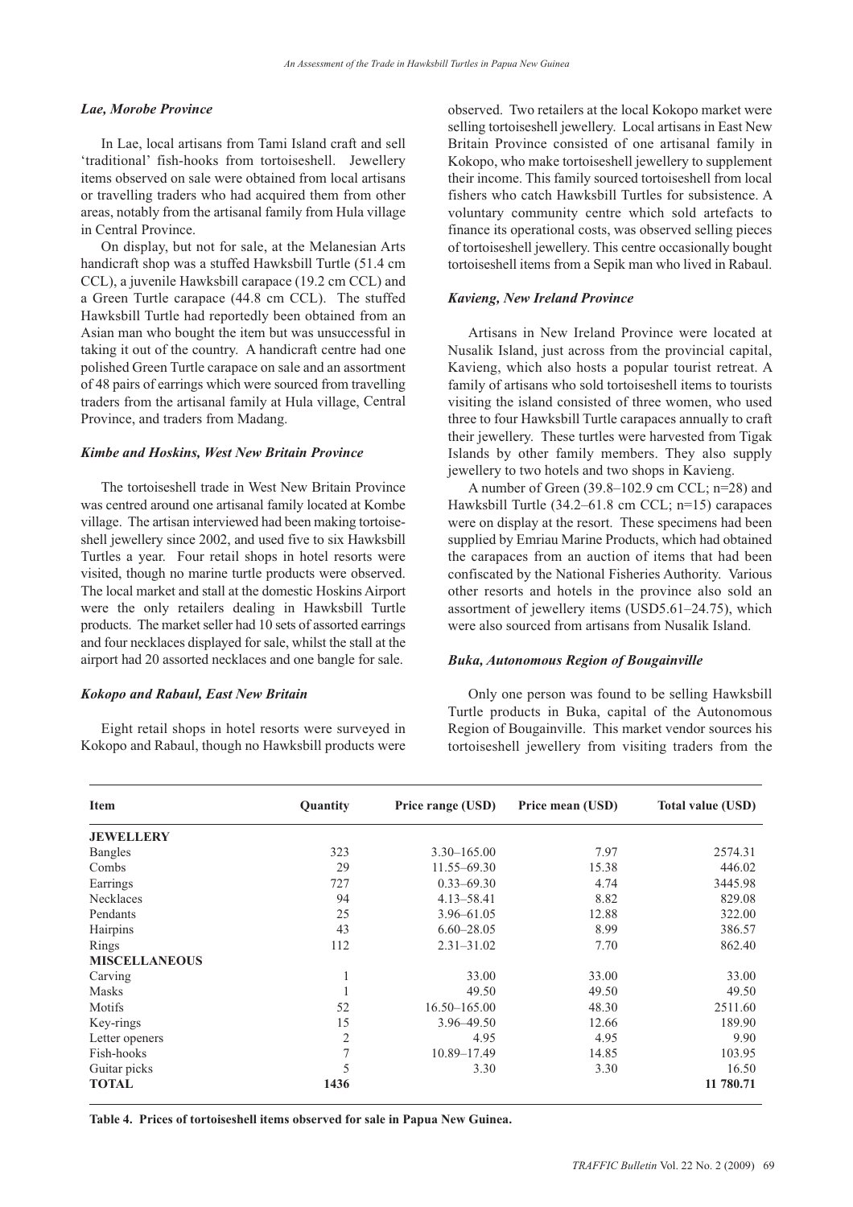### *Lae, Morobe Province*

In Lae, local artisans from Tami Island craft and sell 'traditional' fish-hooks from tortoiseshell. Jewellery items observed on sale were obtained from local artisans or travelling traders who had acquired them from other areas, notably from the artisanal family from Hula village in Central Province.

On display, but not for sale, at the Melanesian Arts handicraft shop was a stuffed Hawksbill Turtle (51.4 cm CCL), a juvenile Hawksbill carapace (19.2 cm CCL) and a Green Turtle carapace (44.8 cm CCL). The stuffed Hawksbill Turtle had reportedly been obtained from an Asian man who bought the item but was unsuccessful in taking it out of the country. A handicraft centre had one polished Green Turtle carapace on sale and an assortment of 48 pairs of earrings which were sourced from travelling traders from the artisanal family at Hula village, Central Province, and traders from Madang.

### *Kimbe and Hoskins, West New Britain Province*

The tortoiseshell trade in West New Britain Province was centred around one artisanal family located at Kombe village. The artisan interviewed had been making tortoiseshell jewellery since 2002, and used five to six Hawksbill Turtles a year. Four retail shops in hotel resorts were visited, though no marine turtle products were observed. The local market and stall at the domestic Hoskins Airport were the only retailers dealing in Hawksbill Turtle products. The market seller had 10 sets of assorted earrings and four necklaces displayed for sale, whilst the stall at the airport had 20 assorted necklaces and one bangle for sale.

### *Kokopo and Rabaul, East New Britain*

Eight retail shops in hotel resorts were surveyed in Kokopo and Rabaul, though no Hawksbill products were observed. Two retailers at the local Kokopo market were selling tortoiseshell jewellery. Local artisans in East New Britain Province consisted of one artisanal family in Kokopo, who make tortoiseshell jewellery to supplement their income. This family sourced tortoiseshell from local fishers who catch Hawksbill Turtles for subsistence. A voluntary community centre which sold artefacts to finance its operational costs, was observed selling pieces of tortoiseshell jewellery. This centre occasionally bought tortoiseshell items from a Sepik man who lived in Rabaul.

### *Kavieng, New Ireland Province*

Artisans in New Ireland Province were located at Nusalik Island, just across from the provincial capital, Kavieng, which also hosts a popular tourist retreat. A family of artisans who sold tortoiseshell items to tourists visiting the island consisted of three women, who used three to four Hawksbill Turtle carapaces annually to craft their jewellery. These turtles were harvested from Tigak Islands by other family members. They also supply jewellery to two hotels and two shops in Kavieng.

A number of Green (39.8–102.9 cm CCL; n=28) and Hawksbill Turtle (34.2–61.8 cm CCL; n=15) carapaces were on display at the resort. These specimens had been supplied by Emriau Marine Products, which had obtained the carapaces from an auction of items that had been confiscated by the National Fisheries Authority. Various other resorts and hotels in the province also sold an assortment of jewellery items (USD5.61–24.75), which were also sourced from artisans from Nusalik Island.

### *Buka, Autonomous Region of Bougainville*

Only one person was found to be selling Hawksbill Turtle products in Buka, capital of the Autonomous Region of Bougainville. This market vendor sources his tortoiseshell jewellery from visiting traders from the

| Item | Quantity | Price range (USD) | Price mean (USD) | Total value (USD) |
|---|---|---|---|---|
| **JEWELLERY** | | | | |
| Bangles | 323 | 3.30–165.00 | 7.97 | 2574.31 |
| Combs | 29 | 11.55–69.30 | 15.38 | 446.02 |
| Earrings | 727 | 0.33–69.30 | 4.74 | 3445.98 |
| Necklaces | 94 | 4.13–58.41 | 8.82 | 829.08 |
| Pendants | 25 | 3.96–61.05 | 12.88 | 322.00 |
| Hairpins | 43 | 6.60–28.05 | 8.99 | 386.57 |
| Rings | 112 | 2.31–31.02 | 7.70 | 862.40 |
| **MISCELLANEOUS** | | | | |
| Carving | 1 | 33.00 | 33.00 | 33.00 |
| Masks | 1 | 49.50 | 49.50 | 49.50 |
| Motifs | 52 | 16.50–165.00 | 48.30 | 2511.60 |
| Key-rings | 15 | 3.96–49.50 | 12.66 | 189.90 |
| Letter openers | 2 | 4.95 | 4.95 | 9.90 |
| Fish-hooks | 7 | 10.89–17.49 | 14.85 | 103.95 |
| Guitar picks | 5 | 3.30 | 3.30 | 16.50 |
| **TOTAL** | **1436** | | | **11 780.71** |

**Table 4. Prices of tortoiseshell items observed for sale in Papua New Guinea.**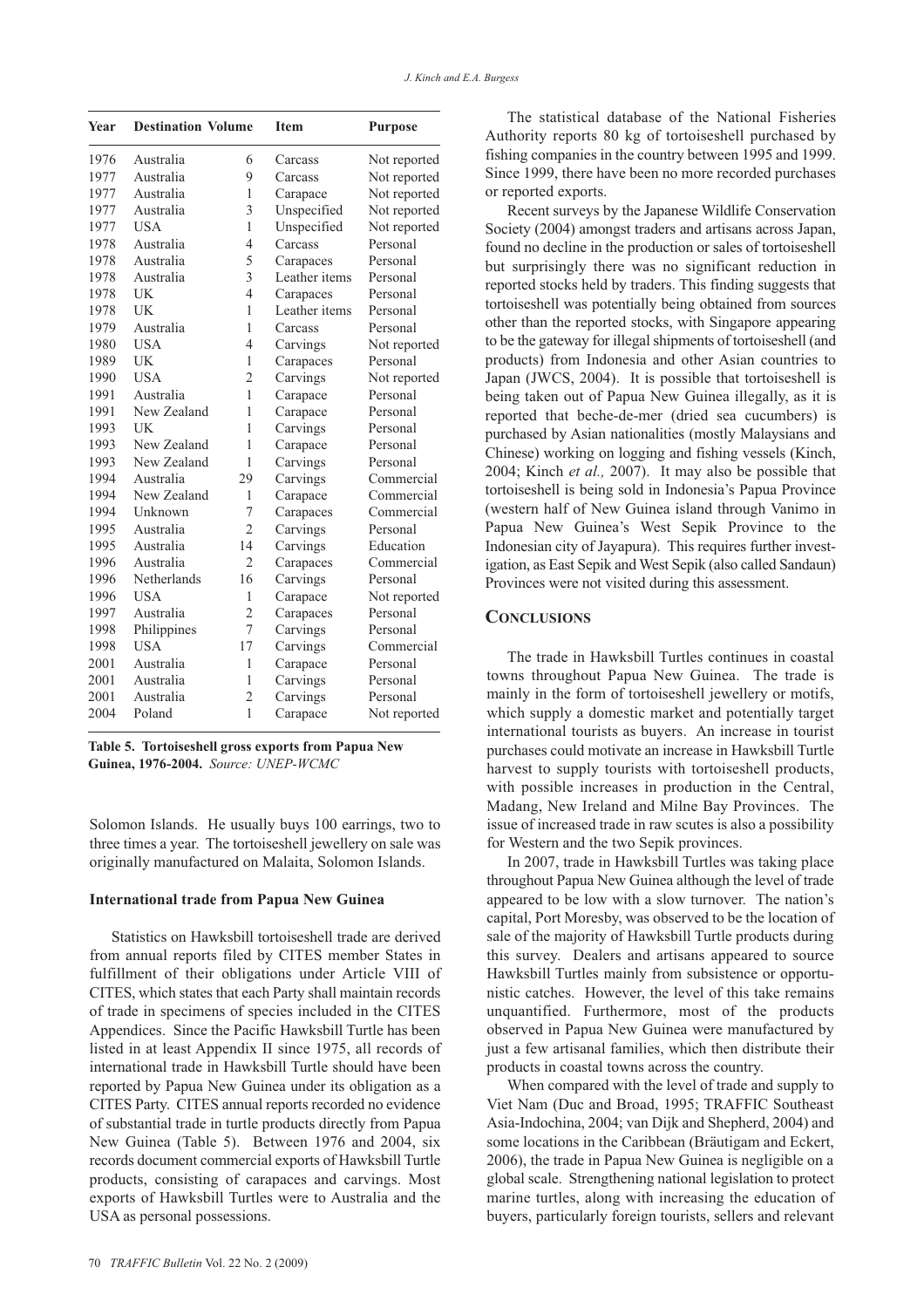| Year | Destination | Volume | Item | Purpose |
|---|---|---|---|---|
| 1976 | Australia | 6 | Carcass | Not reported |
| 1977 | Australia | 9 | Carcass | Not reported |
| 1977 | Australia | 1 | Carapace | Not reported |
| 1977 | Australia | 3 | Unspecified | Not reported |
| 1977 | USA | 1 | Unspecified | Not reported |
| 1978 | Australia | 4 | Carcass | Personal |
| 1978 | Australia | 5 | Carapaces | Personal |
| 1978 | Australia | 3 | Leather items | Personal |
| 1978 | UK | 4 | Carapaces | Personal |
| 1978 | UK | 1 | Leather items | Personal |
| 1979 | Australia | 1 | Carcass | Personal |
| 1980 | USA | 4 | Carvings | Not reported |
| 1989 | UK | 1 | Carapaces | Personal |
| 1990 | USA | 2 | Carvings | Not reported |
| 1991 | Australia | 1 | Carapace | Personal |
| 1991 | New Zealand | 1 | Carapace | Personal |
| 1993 | UK | 1 | Carvings | Personal |
| 1993 | New Zealand | 1 | Carapace | Personal |
| 1993 | New Zealand | 1 | Carvings | Personal |
| 1994 | Australia | 29 | Carvings | Commercial |
| 1994 | New Zealand | 1 | Carapace | Commercial |
| 1994 | Unknown | 7 | Carapaces | Commercial |
| 1995 | Australia | 2 | Carvings | Personal |
| 1995 | Australia | 14 | Carvings | Education |
| 1996 | Australia | 2 | Carapaces | Commercial |
| 1996 | Netherlands | 16 | Carvings | Personal |
| 1996 | USA | 1 | Carapace | Not reported |
| 1997 | Australia | 2 | Carapaces | Personal |
| 1998 | Philippines | 7 | Carvings | Personal |
| 1998 | USA | 17 | Carvings | Commercial |
| 2001 | Australia | 1 | Carapace | Personal |
| 2001 | Australia | 1 | Carvings | Personal |
| 2001 | Australia | 2 | Carvings | Personal |
| 2004 | Poland | 1 | Carapace | Not reported |

**Table 5. Tortoiseshell gross exports from Papua New Guinea, 1976-2004.** *Source: UNEP-WCMC*

Solomon Islands. He usually buys 100 earrings, two to three times a year. The tortoiseshell jewellery on sale was originally manufactured on Malaita, Solomon Islands.

### International trade from Papua New Guinea

Statistics on Hawksbill tortoiseshell trade are derived from annual reports filed by CITES member States in fulfillment of their obligations under Article VIII of CITES, which states that each Party shall maintain records of trade in specimens of species included in the CITES Appendices. Since the Pacific Hawksbill Turtle has been listed in at least Appendix II since 1975, all records of international trade in Hawksbill Turtle should have been reported by Papua New Guinea under its obligation as a CITES Party. CITES annual reports recorded no evidence of substantial trade in turtle products directly from Papua New Guinea (Table 5). Between 1976 and 2004, six records document commercial exports of Hawksbill Turtle products, consisting of carapaces and carvings. Most exports of Hawksbill Turtles were to Australia and the USA as personal possessions.

The statistical database of the National Fisheries Authority reports 80 kg of tortoiseshell purchased by fishing companies in the country between 1995 and 1999. Since 1999, there have been no more recorded purchases or reported exports.

Recent surveys by the Japanese Wildlife Conservation Society (2004) amongst traders and artisans across Japan, found no decline in the production or sales of tortoiseshell but surprisingly there was no significant reduction in reported stocks held by traders. This finding suggests that tortoiseshell was potentially being obtained from sources other than the reported stocks, with Singapore appearing to be the gateway for illegal shipments of tortoiseshell (and products) from Indonesia and other Asian countries to Japan (JWCS, 2004). It is possible that tortoiseshell is being taken out of Papua New Guinea illegally, as it is reported that beche-de-mer (dried sea cucumbers) is purchased by Asian nationalities (mostly Malaysians and Chinese) working on logging and fishing vessels (Kinch, 2004; Kinch *et al.,* 2007). It may also be possible that tortoiseshell is being sold in Indonesia's Papua Province (western half of New Guinea island through Vanimo in Papua New Guinea's West Sepik Province to the Indonesian city of Jayapura). This requires further investigation, as East Sepik and West Sepik (also called Sandaun) Provinces were not visited during this assessment.

## Conclusions

The trade in Hawksbill Turtles continues in coastal towns throughout Papua New Guinea. The trade is mainly in the form of tortoiseshell jewellery or motifs, which supply a domestic market and potentially target international tourists as buyers. An increase in tourist purchases could motivate an increase in Hawksbill Turtle harvest to supply tourists with tortoiseshell products, with possible increases in production in the Central, Madang, New Ireland and Milne Bay Provinces. The issue of increased trade in raw scutes is also a possibility for Western and the two Sepik provinces.

In 2007, trade in Hawksbill Turtles was taking place throughout Papua New Guinea although the level of trade appeared to be low with a slow turnover. The nation's capital, Port Moresby, was observed to be the location of sale of the majority of Hawksbill Turtle products during this survey. Dealers and artisans appeared to source Hawksbill Turtles mainly from subsistence or opportunistic catches. However, the level of this take remains unquantified. Furthermore, most of the products observed in Papua New Guinea were manufactured by just a few artisanal families, which then distribute their products in coastal towns across the country.

When compared with the level of trade and supply to Viet Nam (Duc and Broad, 1995; TRAFFIC Southeast Asia-Indochina, 2004; van Dijk and Shepherd, 2004) and some locations in the Caribbean (Bräutigam and Eckert, 2006), the trade in Papua New Guinea is negligible on a global scale. Strengthening national legislation to protect marine turtles, along with increasing the education of buyers, particularly foreign tourists, sellers and relevant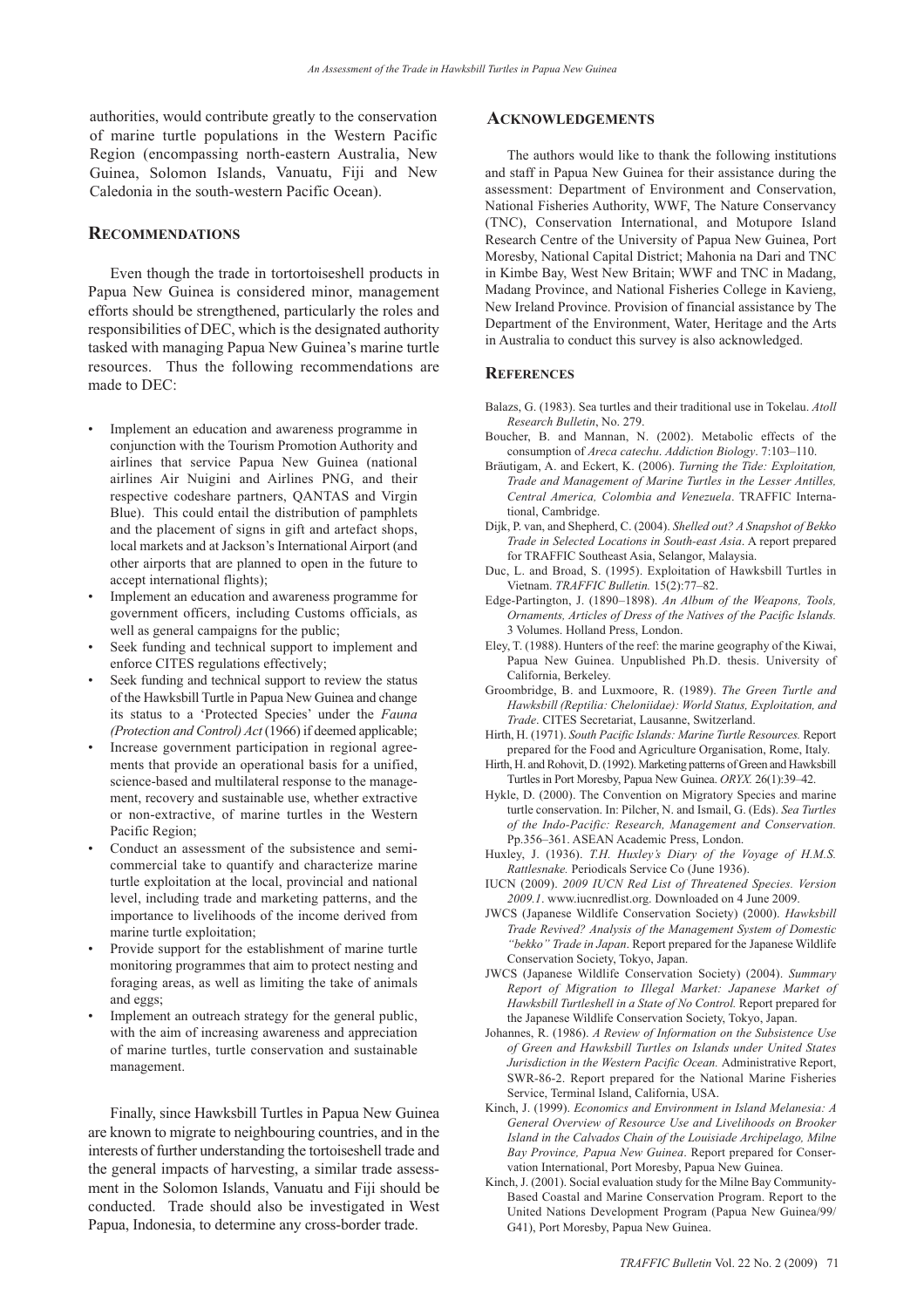authorities, would contribute greatly to the conservation of marine turtle populations in the Western Pacific Region (encompassing north-eastern Australia, New Guinea, Solomon Islands, Vanuatu, Fiji and New Caledonia in the south-western Pacific Ocean).

## RECOMMENDATIONS

Even though the trade in tortortoiseshell products in Papua New Guinea is considered minor, management efforts should be strengthened, particularly the roles and responsibilities of DEC, which is the designated authority tasked with managing Papua New Guinea's marine turtle resources. Thus the following recommendations are made to DEC:

- Implement an education and awareness programme in conjunction with the Tourism Promotion Authority and airlines that service Papua New Guinea (national airlines Air Nuigini and Airlines PNG, and their respective codeshare partners, QANTAS and Virgin Blue). This could entail the distribution of pamphlets and the placement of signs in gift and artefact shops, local markets and at Jackson's International Airport (and other airports that are planned to open in the future to accept international flights);
- Implement an education and awareness programme for government officers, including Customs officials, as well as general campaigns for the public;
- Seek funding and technical support to implement and enforce CITES regulations effectively;
- Seek funding and technical support to review the status of the Hawksbill Turtle in Papua New Guinea and change its status to a 'Protected Species' under the *Fauna (Protection and Control) Act* (1966) if deemed applicable;
- Increase government participation in regional agreements that provide an operational basis for a unified, science-based and multilateral response to the management, recovery and sustainable use, whether extractive or non-extractive, of marine turtles in the Western Pacific Region;
- Conduct an assessment of the subsistence and semi-commercial take to quantify and characterize marine turtle exploitation at the local, provincial and national level, including trade and marketing patterns, and the importance to livelihoods of the income derived from marine turtle exploitation;
- Provide support for the establishment of marine turtle monitoring programmes that aim to protect nesting and foraging areas, as well as limiting the take of animals and eggs;
- Implement an outreach strategy for the general public, with the aim of increasing awareness and appreciation of marine turtles, turtle conservation and sustainable management.

Finally, since Hawksbill Turtles in Papua New Guinea are known to migrate to neighbouring countries, and in the interests of further understanding the tortoiseshell trade and the general impacts of harvesting, a similar trade assessment in the Solomon Islands, Vanuatu and Fiji should be conducted. Trade should also be investigated in West Papua, Indonesia, to determine any cross-border trade.

## ACKNOWLEDGEMENTS

The authors would like to thank the following institutions and staff in Papua New Guinea for their assistance during the assessment: Department of Environment and Conservation, National Fisheries Authority, WWF, The Nature Conservancy (TNC), Conservation International, and Motupore Island Research Centre of the University of Papua New Guinea, Port Moresby, National Capital District; Mahonia na Dari and TNC in Kimbe Bay, West New Britain; WWF and TNC in Madang, Madang Province, and National Fisheries College in Kavieng, New Ireland Province. Provision of financial assistance by The Department of the Environment, Water, Heritage and the Arts in Australia to conduct this survey is also acknowledged.

## REFERENCES

Balazs, G. (1983). Sea turtles and their traditional use in Tokelau. *Atoll Research Bulletin*, No. 279.

Boucher, B. and Mannan, N. (2002). Metabolic effects of the consumption of *Areca catechu*. *Addiction Biology*. 7:103–110.

Bräutigam, A. and Eckert, K. (2006). *Turning the Tide: Exploitation, Trade and Management of Marine Turtles in the Lesser Antilles, Central America, Colombia and Venezuela*. TRAFFIC International, Cambridge.

Dijk, P. van, and Shepherd, C. (2004). *Shelled out? A Snapshot of Bekko Trade in Selected Locations in South-east Asia*. A report prepared for TRAFFIC Southeast Asia, Selangor, Malaysia.

Duc, L. and Broad, S. (1995). Exploitation of Hawksbill Turtles in Vietnam. *TRAFFIC Bulletin.* 15(2):77–82.

Edge-Partington, J. (1890–1898). *An Album of the Weapons, Tools, Ornaments, Articles of Dress of the Natives of the Pacific Islands.* 3 Volumes. Holland Press, London.

Eley, T. (1988). Hunters of the reef: the marine geography of the Kiwai, Papua New Guinea. Unpublished Ph.D. thesis. University of California, Berkeley.

Groombridge, B. and Luxmoore, R. (1989). *The Green Turtle and Hawksbill (Reptilia: Cheloniidae): World Status, Exploitation, and Trade*. CITES Secretariat, Lausanne, Switzerland.

Hirth, H. (1971). *South Pacific Islands: Marine Turtle Resources.* Report prepared for the Food and Agriculture Organisation, Rome, Italy.

Hirth, H. and Rohovit, D. (1992). Marketing patterns of Green and Hawksbill Turtles in Port Moresby, Papua New Guinea. *ORYX.* 26(1):39–42.

Hykle, D. (2000). The Convention on Migratory Species and marine turtle conservation. In: Pilcher, N. and Ismail, G. (Eds). *Sea Turtles of the Indo-Pacific: Research, Management and Conservation.* Pp.356–361. ASEAN Academic Press, London.

Huxley, J. (1936). *T.H. Huxley's Diary of the Voyage of H.M.S. Rattlesnake.* Periodicals Service Co (June 1936).

IUCN (2009). *2009 IUCN Red List of Threatened Species. Version 2009.1*. www.iucnredlist.org. Downloaded on 4 June 2009.

JWCS (Japanese Wildlife Conservation Society) (2000). *Hawksbill Trade Revived? Analysis of the Management System of Domestic "bekko" Trade in Japan*. Report prepared for the Japanese Wildlife Conservation Society, Tokyo, Japan.

JWCS (Japanese Wildlife Conservation Society) (2004). *Summary Report of Migration to Illegal Market: Japanese Market of Hawksbill Turtleshell in a State of No Control.* Report prepared for the Japanese Wildlife Conservation Society, Tokyo, Japan.

Johannes, R. (1986). *A Review of Information on the Subsistence Use of Green and Hawksbill Turtles on Islands under United States Jurisdiction in the Western Pacific Ocean.* Administrative Report, SWR-86-2. Report prepared for the National Marine Fisheries Service, Terminal Island, California, USA.

Kinch, J. (1999). *Economics and Environment in Island Melanesia: A General Overview of Resource Use and Livelihoods on Brooker Island in the Calvados Chain of the Louisiade Archipelago, Milne Bay Province, Papua New Guinea*. Report prepared for Conservation International, Port Moresby, Papua New Guinea.

Kinch, J. (2001). Social evaluation study for the Milne Bay Community-Based Coastal and Marine Conservation Program. Report to the United Nations Development Program (Papua New Guinea/99/G41), Port Moresby, Papua New Guinea.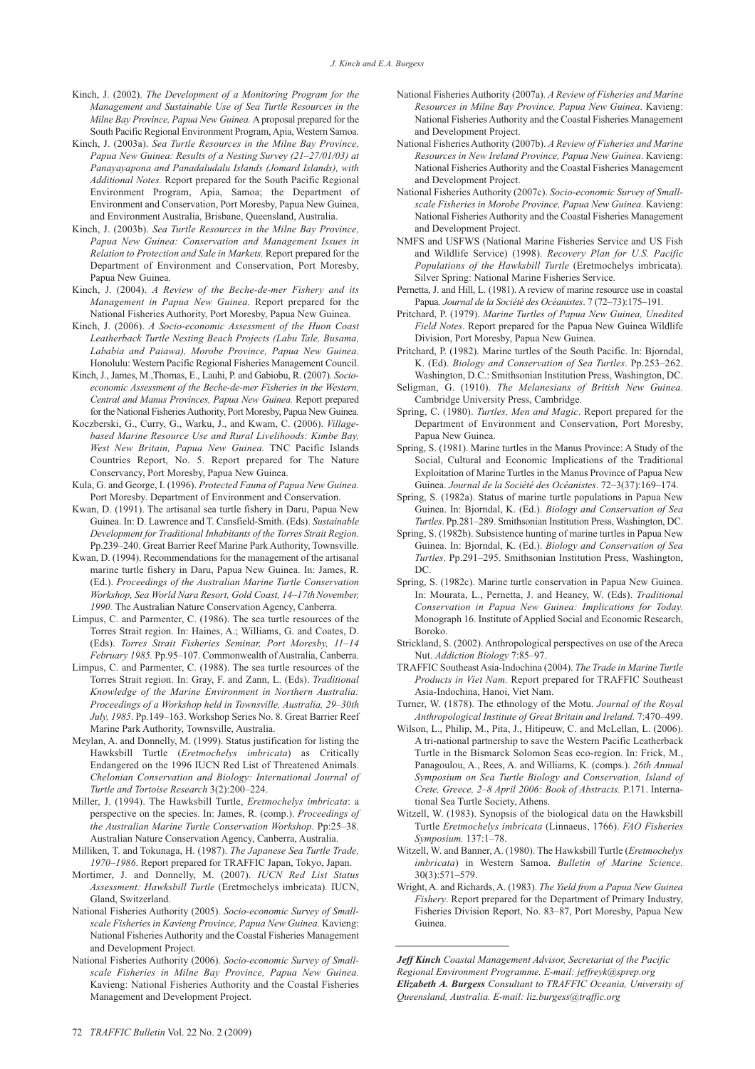Kinch, J. (2002). *The Development of a Monitoring Program for the Management and Sustainable Use of Sea Turtle Resources in the Milne Bay Province, Papua New Guinea.* A proposal prepared for the South Pacific Regional Environment Program, Apia, Western Samoa.

Kinch, J. (2003a). *Sea Turtle Resources in the Milne Bay Province, Papua New Guinea: Results of a Nesting Survey (21–27/01/03) at Panayayapona and Panadaludalu Islands (Jomard Islands), with Additional Notes.* Report prepared for the South Pacific Regional Environment Program, Apia, Samoa; the Department of Environment and Conservation, Port Moresby, Papua New Guinea, and Environment Australia, Brisbane, Queensland, Australia.

Kinch, J. (2003b). *Sea Turtle Resources in the Milne Bay Province, Papua New Guinea: Conservation and Management Issues in Relation to Protection and Sale in Markets.* Report prepared for the Department of Environment and Conservation, Port Moresby, Papua New Guinea.

Kinch, J. (2004). *A Review of the Beche-de-mer Fishery and its Management in Papua New Guinea.* Report prepared for the National Fisheries Authority, Port Moresby, Papua New Guinea.

Kinch, J. (2006). *A Socio-economic Assessment of the Huon Coast Leatherback Turtle Nesting Beach Projects (Labu Tale, Busama, Lababia and Paiawa), Morobe Province, Papua New Guinea*. Honolulu: Western Pacific Regional Fisheries Management Council.

Kinch, J., James, M.,Thomas, E., Lauhi, P. and Gabiobu, R. (2007). *Socio-economic Assessment of the Beche-de-mer Fisheries in the Western, Central and Manus Provinces, Papua New Guinea.* Report prepared for the National Fisheries Authority, Port Moresby, Papua New Guinea.

Koczberski, G., Curry, G., Warku, J., and Kwam, C. (2006). *Village-based Marine Resource Use and Rural Livelihoods: Kimbe Bay, West New Britain, Papua New Guinea.* TNC Pacific Islands Countries Report, No. 5. Report prepared for The Nature Conservancy, Port Moresby, Papua New Guinea.

Kula, G. and George, I. (1996). *Protected Fauna of Papua New Guinea.* Port Moresby. Department of Environment and Conservation.

Kwan, D. (1991). The artisanal sea turtle fishery in Daru, Papua New Guinea. In: D. Lawrence and T. Cansfield-Smith. (Eds). *Sustainable Development for Traditional Inhabitants of the Torres Strait Region*. Pp.239–240. Great Barrier Reef Marine Park Authority, Townsville.

Kwan, D. (1994). Recommendations for the management of the artisanal marine turtle fishery in Daru, Papua New Guinea. In: James, R. (Ed.). *Proceedings of the Australian Marine Turtle Conservation Workshop, Sea World Nara Resort, Gold Coast, 14–17th November, 1990.* The Australian Nature Conservation Agency, Canberra.

Limpus, C. and Parmenter, C. (1986). The sea turtle resources of the Torres Strait region. In: Haines, A.; Williams, G. and Coates, D. (Eds). *Torres Strait Fisheries Seminar, Port Moresby, 11–14 February 1985.* Pp.95–107. Commonwealth of Australia, Canberra.

Limpus, C. and Parmenter, C. (1988). The sea turtle resources of the Torres Strait region. In: Gray, F. and Zann, L. (Eds). *Traditional Knowledge of the Marine Environment in Northern Australia: Proceedings of a Workshop held in Townsville, Australia, 29–30th July, 1985*. Pp.149–163. Workshop Series No. 8. Great Barrier Reef Marine Park Authority, Townsville, Australia.

Meylan, A. and Donnelly, M. (1999). Status justification for listing the Hawksbill Turtle (*Eretmochelys imbricata*) as Critically Endangered on the 1996 IUCN Red List of Threatened Animals. *Chelonian Conservation and Biology: International Journal of Turtle and Tortoise Research* 3(2):200–224.

Miller, J. (1994). The Hawksbill Turtle, *Eretmochelys imbricata*: a perspective on the species. In: James, R. (comp.). *Proceedings of the Australian Marine Turtle Conservation Workshop*. Pp:25–38. Australian Nature Conservation Agency, Canberra, Australia.

Milliken, T. and Tokunaga, H. (1987). *The Japanese Sea Turtle Trade, 1970–1986*. Report prepared for TRAFFIC Japan, Tokyo, Japan.

Mortimer, J. and Donnelly, M. (2007). *IUCN Red List Status Assessment: Hawksbill Turtle* (Eretmochelys imbricata)*.* IUCN, Gland, Switzerland.

National Fisheries Authority (2005). *Socio-economic Survey of Small-scale Fisheries in Kavieng Province, Papua New Guinea.* Kavieng: National Fisheries Authority and the Coastal Fisheries Management and Development Project.

National Fisheries Authority (2006). *Socio-economic Survey of Small-scale Fisheries in Milne Bay Province, Papua New Guinea.* Kavieng: National Fisheries Authority and the Coastal Fisheries Management and Development Project.

National Fisheries Authority (2007a). *A Review of Fisheries and Marine Resources in Milne Bay Province, Papua New Guinea*. Kavieng: National Fisheries Authority and the Coastal Fisheries Management and Development Project.

National Fisheries Authority (2007b). *A Review of Fisheries and Marine Resources in New Ireland Province, Papua New Guinea*. Kavieng: National Fisheries Authority and the Coastal Fisheries Management and Development Project.

National Fisheries Authority (2007c). *Socio-economic Survey of Small-scale Fisheries in Morobe Province, Papua New Guinea.* Kavieng: National Fisheries Authority and the Coastal Fisheries Management and Development Project.

NMFS and USFWS (National Marine Fisheries Service and US Fish and Wildlife Service) (1998). *Recovery Plan for U.S. Pacific Populations of the Hawksbill Turtle* (Eretmochelys imbricata)*.* Silver Spring: National Marine Fisheries Service.

Pernetta, J. and Hill, L. (1981). A review of marine resource use in coastal Papua. *Journal de la Société des Océanistes*. 7 (72–73):175–191.

Pritchard, P. (1979). *Marine Turtles of Papua New Guinea, Unedited Field Notes*. Report prepared for the Papua New Guinea Wildlife Division, Port Moresby, Papua New Guinea.

Pritchard, P. (1982). Marine turtles of the South Pacific. In: Bjorndal, K. (Ed). *Biology and Conservation of Sea Turtles*. Pp.253–262. Washington, D.C.: Smithsonian Institution Press, Washington, DC.

Seligman, G. (1910). *The Melanesians of British New Guinea.* Cambridge University Press, Cambridge.

Spring, C. (1980). *Turtles, Men and Magic*. Report prepared for the Department of Environment and Conservation, Port Moresby, Papua New Guinea.

Spring, S. (1981). Marine turtles in the Manus Province: A Study of the Social, Cultural and Economic Implications of the Traditional Exploitation of Marine Turtles in the Manus Province of Papua New Guinea. *Journal de la Société des Océanistes*. 72–3(37):169–174.

Spring, S. (1982a). Status of marine turtle populations in Papua New Guinea. In: Bjorndal, K. (Ed.). *Biology and Conservation of Sea Turtles*. Pp.281–289. Smithsonian Institution Press, Washington, DC.

Spring, S. (1982b). Subsistence hunting of marine turtles in Papua New Guinea. In: Bjorndal, K. (Ed.). *Biology and Conservation of Sea Turtles*. Pp.291–295. Smithsonian Institution Press, Washington, DC.

Spring, S. (1982c). Marine turtle conservation in Papua New Guinea. In: Mourata, L., Pernetta, J. and Heaney, W. (Eds). *Traditional Conservation in Papua New Guinea: Implications for Today.* Monograph 16. Institute of Applied Social and Economic Research, Boroko.

Strickland, S. (2002). Anthropological perspectives on use of the Areca Nut. *Addiction Biology* 7:85–97.

TRAFFIC Southeast Asia-Indochina (2004). *The Trade in Marine Turtle Products in Viet Nam.* Report prepared for TRAFFIC Southeast Asia-Indochina, Hanoi, Viet Nam.

Turner, W. (1878). The ethnology of the Motu. *Journal of the Royal Anthropological Institute of Great Britain and Ireland.* 7:470–499.

Wilson, L., Philip, M., Pita, J., Hitipeuw, C. and McLellan, L. (2006). A tri-national partnership to save the Western Pacific Leatherback Turtle in the Bismarck Solomon Seas eco-region. In: Frick, M., Panagoulou, A., Rees, A. and Williams, K. (comps.). *26th Annual Symposium on Sea Turtle Biology and Conservation, Island of Crete, Greece, 2–8 April 2006: Book of Abstracts.* P.171. International Sea Turtle Society, Athens.

Witzell, W. (1983). Synopsis of the biological data on the Hawksbill Turtle *Eretmochelys imbricata* (Linnaeus, 1766). *FAO Fisheries Symposium.* 137:1–78.

Witzell, W. and Banner, A. (1980). The Hawksbill Turtle (*Eretmochelys imbricata*) in Western Samoa. *Bulletin of Marine Science.* 30(3):571–579.

Wright, A. and Richards, A. (1983). *The Yield from a Papua New Guinea Fishery*. Report prepared for the Department of Primary Industry, Fisheries Division Report, No. 83–87, Port Moresby, Papua New Guinea.

---

***Jeff Kinch*** *Coastal Management Advisor, Secretariat of the Pacific Regional Environment Programme. E-mail: jeffreyk@sprep.org*

***Elizabeth A. Burgess*** *Consultant to TRAFFIC Oceania, University of Queensland, Australia. E-mail: liz.burgess@traffic.org*